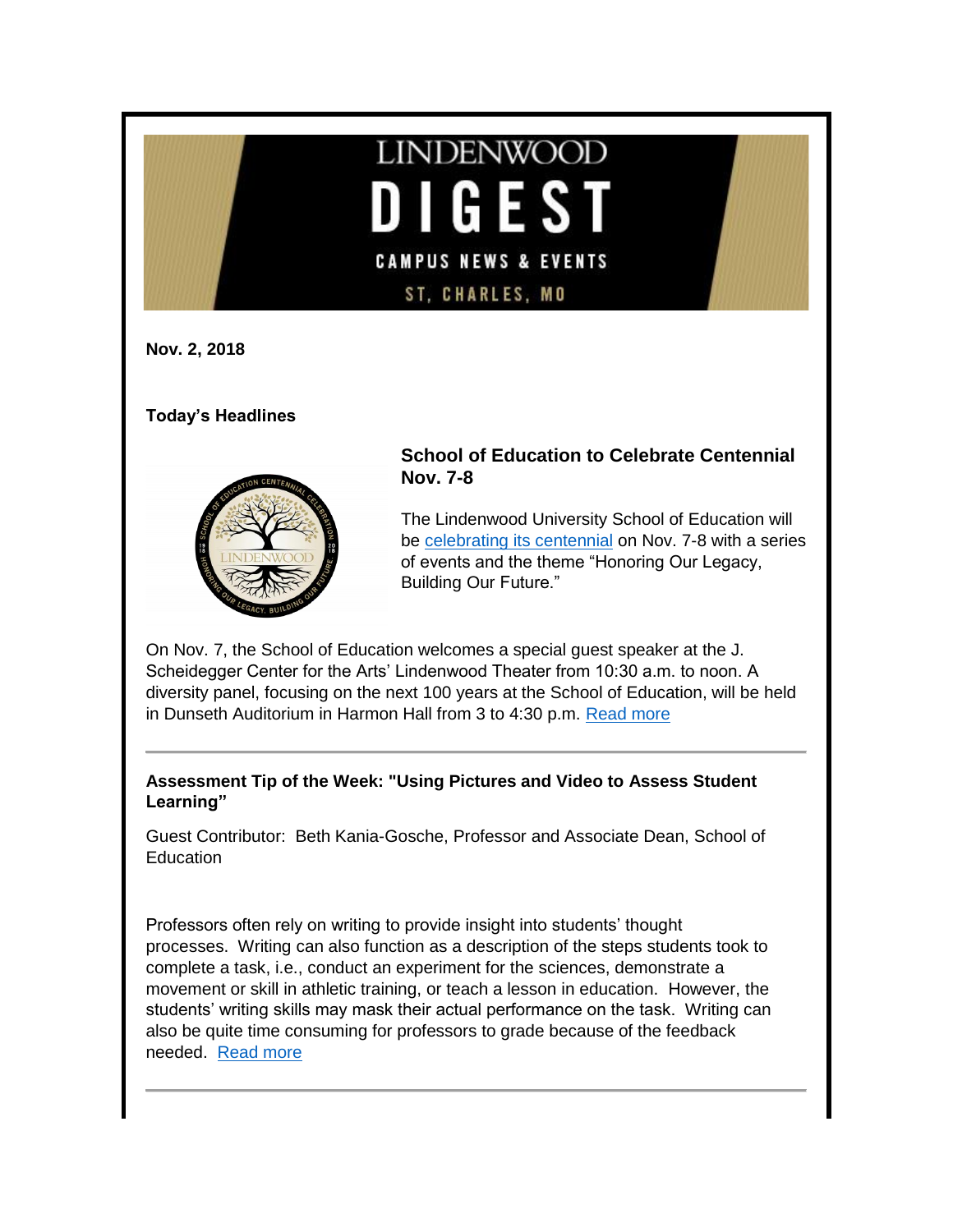# LINDENWOOD DIGEST

CAMPUS NEWS & EVENTS

ST. CHARLES, MO

**Nov. 2, 2018**

**Today's Headlines**

### School of Education to Celebrate Centennial Nov. 7-8

The Lindenwood University School of Education will be celebrating its centennial on Nov. 7-8 with a series of events and the theme "Honoring Our Legacy, Building Our Future."

On Nov. 7, the School of Education welcomes a special guest speaker at the J. Scheidegger Center for the Arts' Lindenwood Theater from 10:30 a.m. to noon. A diversity panel, focusing on the next 100 years at the School of Education, will be held in Dunseth Auditorium in Harmon Hall from 3 to 4:30 p.m. Read more

---

**Assessment Tip of the Week: "Using Pictures and Video to Assess Student Learning"**

Guest Contributor: Beth Kania-Gosche, Professor and Associate Dean, School of Education

Professors often rely on writing to provide insight into students' thought processes. Writing can also function as a description of the steps students took to complete a task, i.e., conduct an experiment for the sciences, demonstrate a movement or skill in athletic training, or teach a lesson in education. However, the students' writing skills may mask their actual performance on the task. Writing can also be quite time consuming for professors to grade because of the feedback needed. Read more

---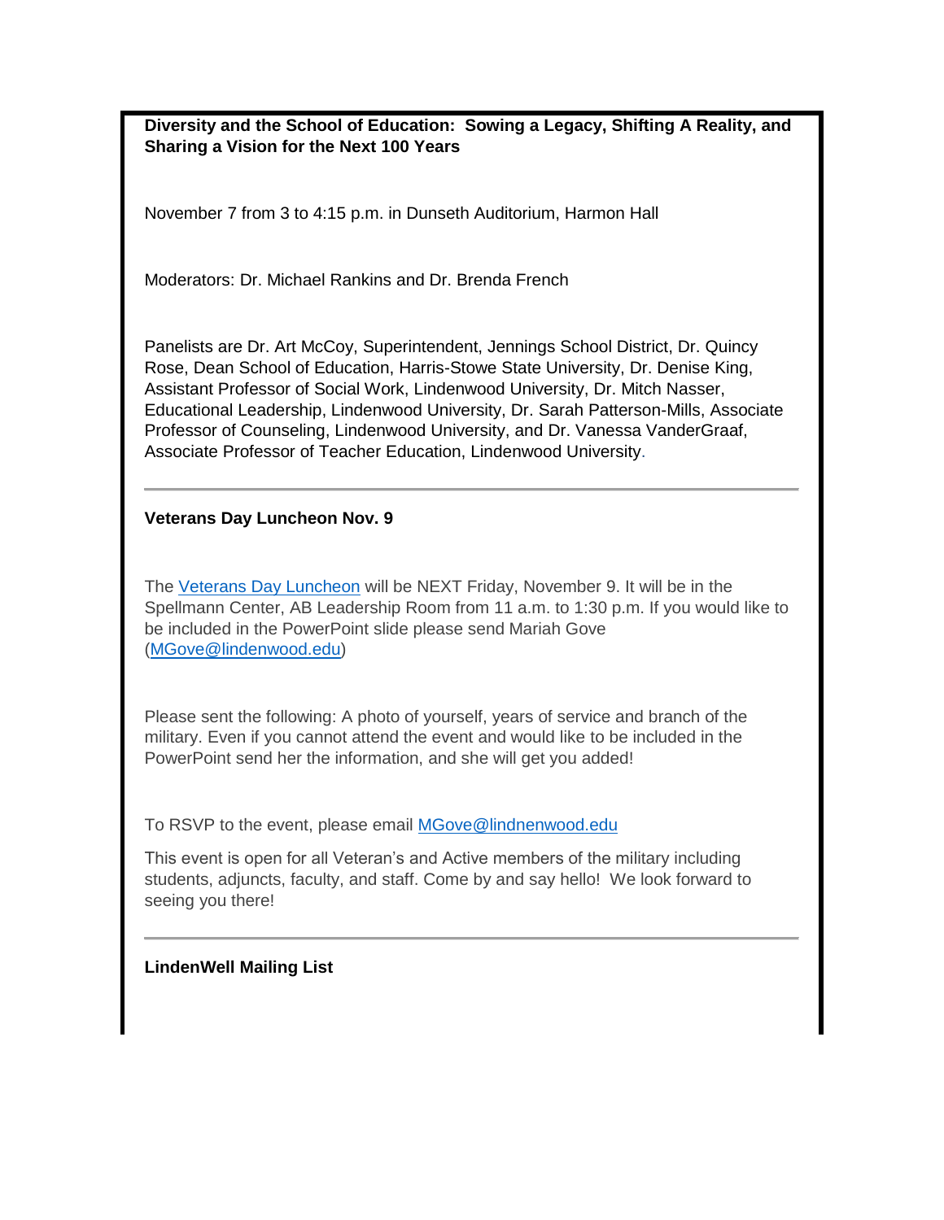**Diversity and the School of Education: Sowing a Legacy, Shifting A Reality, and Sharing a Vision for the Next 100 Years**

November 7 from 3 to 4:15 p.m. in Dunseth Auditorium, Harmon Hall

Moderators: Dr. Michael Rankins and Dr. Brenda French

Panelists are Dr. Art McCoy, Superintendent, Jennings School District, Dr. Quincy Rose, Dean School of Education, Harris-Stowe State University, Dr. Denise King, Assistant Professor of Social Work, Lindenwood University, Dr. Mitch Nasser, Educational Leadership, Lindenwood University, Dr. Sarah Patterson-Mills, Associate Professor of Counseling, Lindenwood University, and Dr. Vanessa VanderGraaf, Associate Professor of Teacher Education, Lindenwood University.

---

**Veterans Day Luncheon Nov. 9**

The Veterans Day Luncheon will be NEXT Friday, November 9. It will be in the Spellmann Center, AB Leadership Room from 11 a.m. to 1:30 p.m. If you would like to be included in the PowerPoint slide please send Mariah Gove (MGove@lindenwood.edu)

Please sent the following: A photo of yourself, years of service and branch of the military. Even if you cannot attend the event and would like to be included in the PowerPoint send her the information, and she will get you added!

To RSVP to the event, please email MGove@lindnenwood.edu

This event is open for all Veteran's and Active members of the military including students, adjuncts, faculty, and staff. Come by and say hello! We look forward to seeing you there!

---

**LindenWell Mailing List**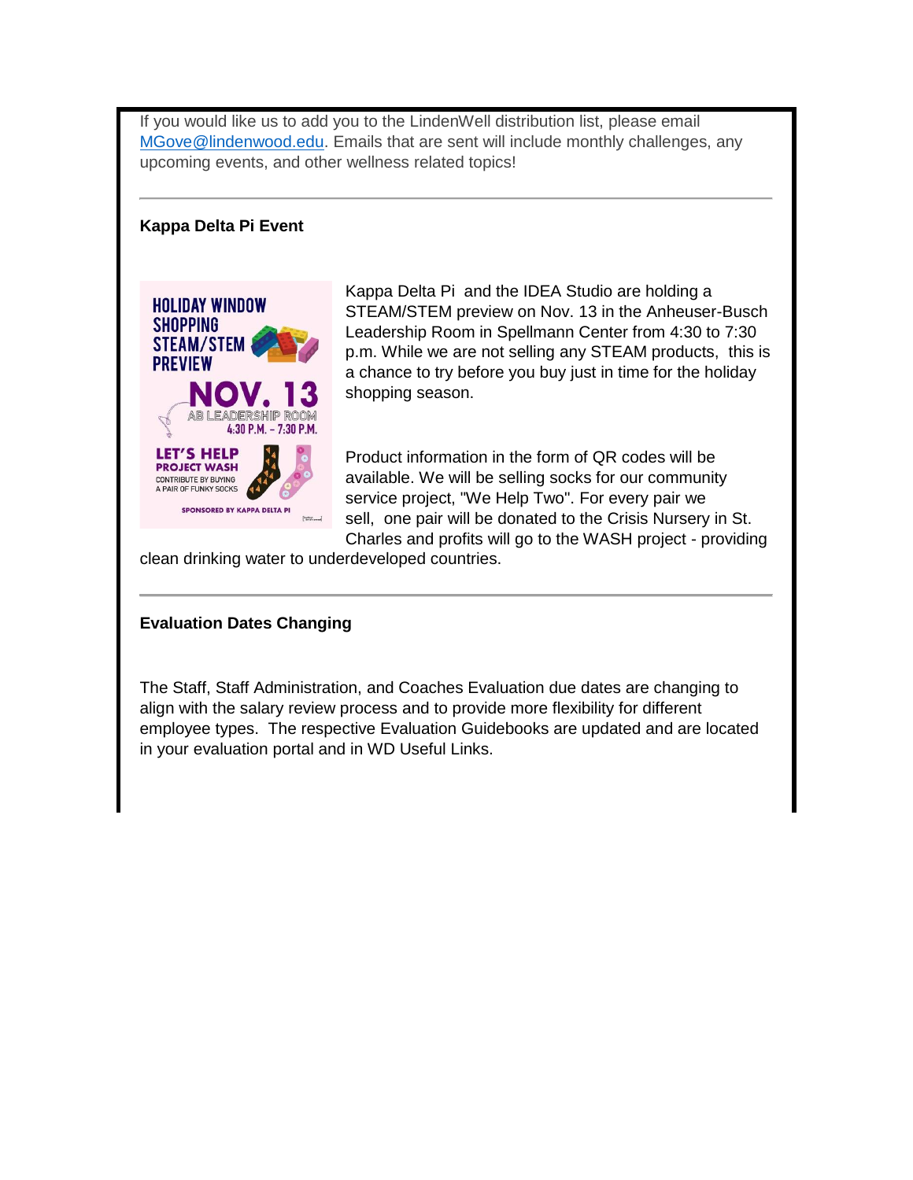If you would like us to add you to the LindenWell distribution list, please email MGove@lindenwood.edu. Emails that are sent will include monthly challenges, any upcoming events, and other wellness related topics!

---

**Kappa Delta Pi Event**

HOLIDAY WINDOW SHOPPING STEAM/STEM PREVIEW

NOV. 13

AB LEADERSHIP ROOM

4:30 P.M. – 7:30 P.M.

LET'S HELP PROJECT WASH

CONTRIBUTE BY BUYING A PAIR OF FUNKY SOCKS

SPONSORED BY KAPPA DELTA PI

Kappa Delta Pi and the IDEA Studio are holding a STEAM/STEM preview on Nov. 13 in the Anheuser-Busch Leadership Room in Spellmann Center from 4:30 to 7:30 p.m. While we are not selling any STEAM products, this is a chance to try before you buy just in time for the holiday shopping season.

Product information in the form of QR codes will be available. We will be selling socks for our community service project, "We Help Two". For every pair we sell, one pair will be donated to the Crisis Nursery in St. Charles and profits will go to the WASH project - providing clean drinking water to underdeveloped countries.

---

**Evaluation Dates Changing**

The Staff, Staff Administration, and Coaches Evaluation due dates are changing to align with the salary review process and to provide more flexibility for different employee types. The respective Evaluation Guidebooks are updated and are located in your evaluation portal and in WD Useful Links.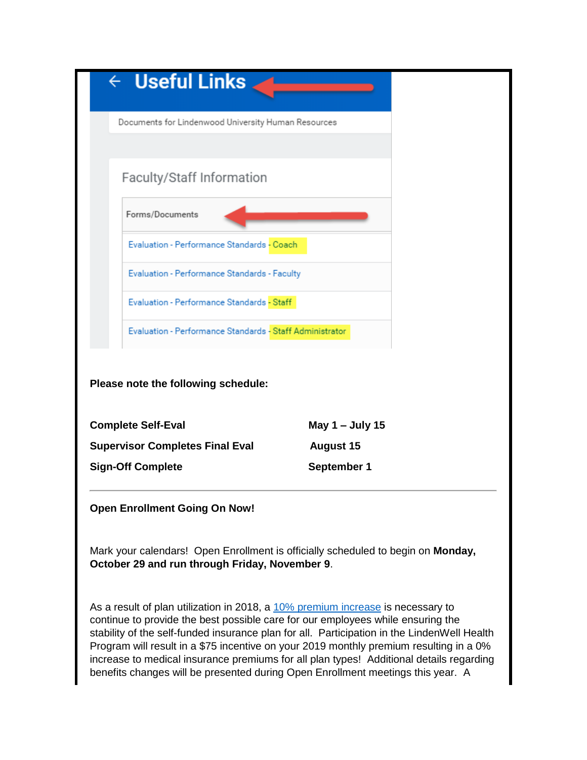## Useful Links

Documents for Lindenwood University Human Resources

### Faculty/Staff Information

Forms/Documents

- Evaluation - Performance Standards - Coach
- Evaluation - Performance Standards - Faculty
- Evaluation - Performance Standards - Staff
- Evaluation - Performance Standards - Staff Administrator

**Please note the following schedule:**

| | |
|---|---|
| **Complete Self-Eval** | **May 1 – July 15** |
| **Supervisor Completes Final Eval** | **August 15** |
| **Sign-Off Complete** | **September 1** |

---

**Open Enrollment Going On Now!**

Mark your calendars! Open Enrollment is officially scheduled to begin on **Monday, October 29 and run through Friday, November 9**.

As a result of plan utilization in 2018, a 10% premium increase is necessary to continue to provide the best possible care for our employees while ensuring the stability of the self-funded insurance plan for all. Participation in the LindenWell Health Program will result in a $75 incentive on your 2019 monthly premium resulting in a 0% increase to medical insurance premiums for all plan types! Additional details regarding benefits changes will be presented during Open Enrollment meetings this year. A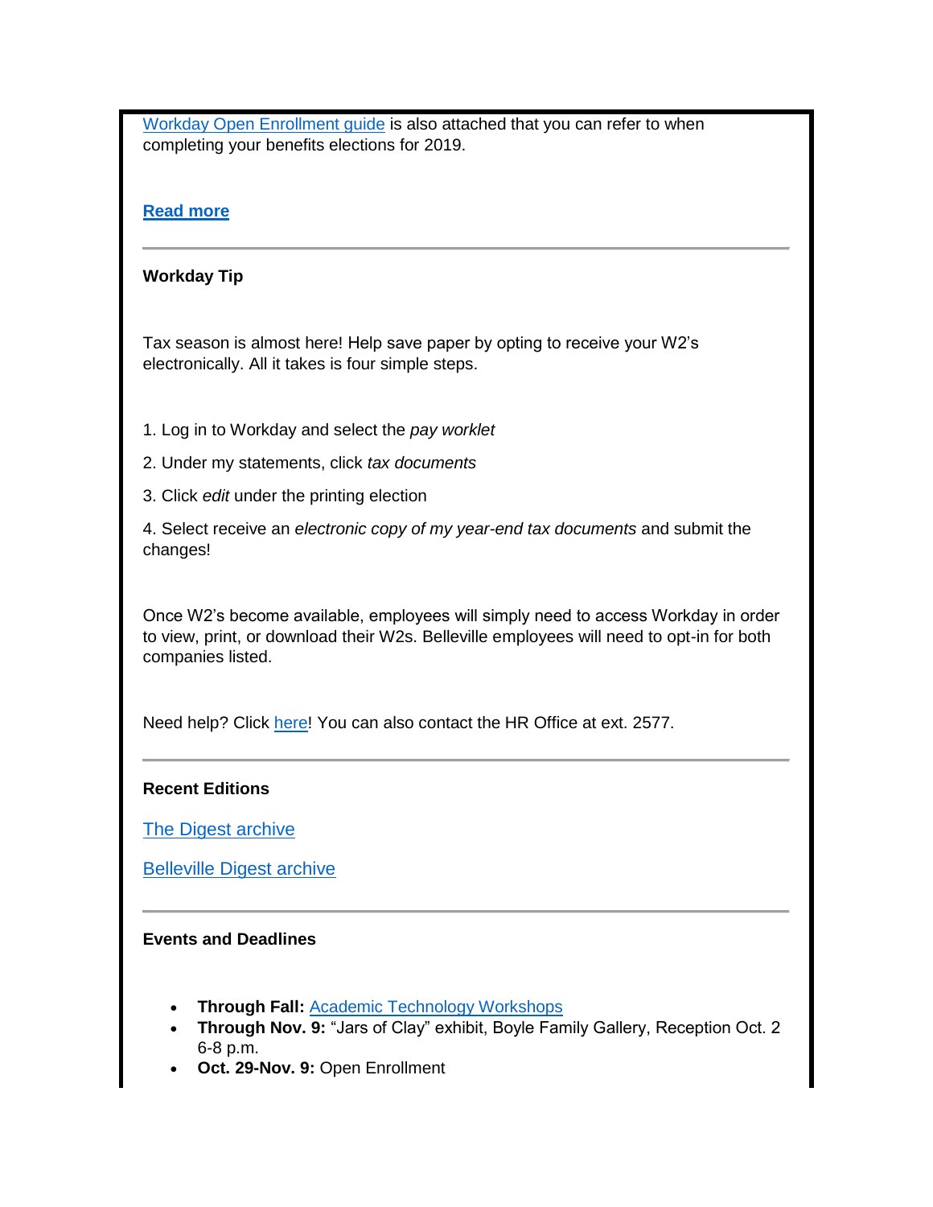Workday Open Enrollment guide is also attached that you can refer to when completing your benefits elections for 2019.

**Read more**

---

**Workday Tip**

Tax season is almost here! Help save paper by opting to receive your W2's electronically. All it takes is four simple steps.

1. Log in to Workday and select the *pay worklet*
2. Under my statements, click *tax documents*
3. Click *edit* under the printing election
4. Select receive an *electronic copy of my year-end tax documents* and submit the changes!

Once W2's become available, employees will simply need to access Workday in order to view, print, or download their W2s. Belleville employees will need to opt-in for both companies listed.

Need help? Click here! You can also contact the HR Office at ext. 2577.

---

**Recent Editions**

The Digest archive

Belleville Digest archive

---

**Events and Deadlines**

- **Through Fall:** Academic Technology Workshops
- **Through Nov. 9:** "Jars of Clay" exhibit, Boyle Family Gallery, Reception Oct. 2 6-8 p.m.
- **Oct. 29-Nov. 9:** Open Enrollment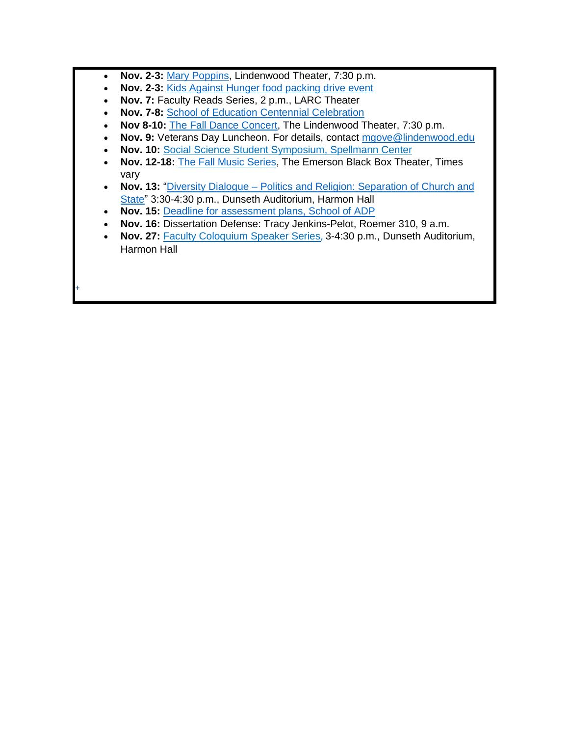- **Nov. 2-3:** Mary Poppins, Lindenwood Theater, 7:30 p.m.
- **Nov. 2-3:** Kids Against Hunger food packing drive event
- **Nov. 7:** Faculty Reads Series, 2 p.m., LARC Theater
- **Nov. 7-8:** School of Education Centennial Celebration
- **Nov 8-10:** The Fall Dance Concert, The Lindenwood Theater, 7:30 p.m.
- **Nov. 9:** Veterans Day Luncheon. For details, contact mgove@lindenwood.edu
- **Nov. 10:** Social Science Student Symposium, Spellmann Center
- **Nov. 12-18:** The Fall Music Series, The Emerson Black Box Theater, Times vary
- **Nov. 13:** "Diversity Dialogue – Politics and Religion: Separation of Church and State" 3:30-4:30 p.m., Dunseth Auditorium, Harmon Hall
- **Nov. 15:** Deadline for assessment plans, School of ADP
- **Nov. 16:** Dissertation Defense: Tracy Jenkins-Pelot, Roemer 310, 9 a.m.
- **Nov. 27:** Faculty Coloquium Speaker Series, 3-4:30 p.m., Dunseth Auditorium, Harmon Hall

+